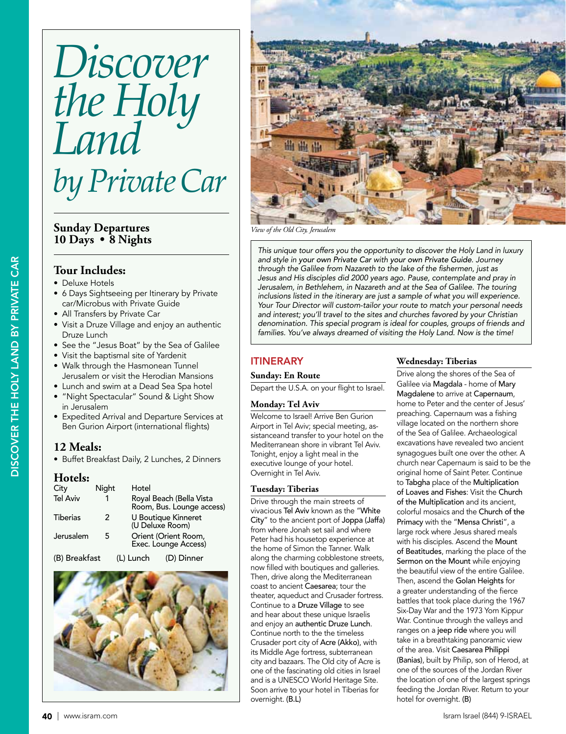# Discover the Holy Land by Private Car

**Sunday Departures**
**10 Days • 8 Nights**

## Tour Includes:

- Deluxe Hotels
- 6 Days Sightseeing per Itinerary by Private car/Microbus with Private Guide
- All Transfers by Private Car
- Visit a Druze Village and enjoy an authentic Druze Lunch
- See the "Jesus Boat" by the Sea of Galilee
- Visit the baptismal site of Yardenit
- Walk through the Hasmonean Tunnel Jerusalem or visit the Herodian Mansions
- Lunch and swim at a Dead Sea Spa hotel
- "Night Spectacular" Sound & Light Show in Jerusalem
- Expedited Arrival and Departure Services at Ben Gurion Airport (international flights)

## 12 Meals:

- Buffet Breakfast Daily, 2 Lunches, 2 Dinners

## Hotels:

| City | Night | Hotel |
|---|---|---|
| Tel Aviv | 1 | Royal Beach (Bella Vista Room, Bus. Lounge access) |
| Tiberias | 2 | U Boutique Kinneret (U Deluxe Room) |
| Jerusalem | 5 | Orient (Orient Room, Exec. Lounge Access) |

(B) Breakfast (L) Lunch (D) Dinner

*View of the Old City, Jerusalem*

*This unique tour offers you the opportunity to discover the Holy Land in luxury and style in your own Private Car with your own Private Guide. Journey through the Galilee from Nazareth to the lake of the fishermen, just as Jesus and His disciples did 2000 years ago. Pause, contemplate and pray in Jerusalem, in Bethlehem, in Nazareth and at the Sea of Galilee. The touring inclusions listed in the itinerary are just a sample of what you will experience. Your Tour Director will custom-tailor your route to match your personal needs and interest; you'll travel to the sites and churches favored by your Christian denomination. This special program is ideal for couples, groups of friends and families. You've always dreamed of visiting the Holy Land. Now is the time!*

## ITINERARY

### Sunday: En Route

Depart the U.S.A. on your flight to Israel.

### Monday: Tel Aviv

Welcome to Israel! Arrive Ben Gurion Airport in Tel Aviv; special meeting, assistanceand transfer to your hotel on the Mediterranean shore in vibrant Tel Aviv. Tonight, enjoy a light meal in the executive lounge of your hotel. Overnight in Tel Aviv.

### Tuesday: Tiberias

Drive through the main streets of vivacious Tel Aviv known as the "White City" to the ancient port of Joppa (Jaffa) from where Jonah set sail and where Peter had his housetop experience at the home of Simon the Tanner. Walk along the charming cobblestone streets, now filled with boutiques and galleries. Then, drive along the Mediterranean coast to ancient Caesarea; tour the theater, aqueduct and Crusader fortress. Continue to a Druze Village to see and hear about these unique Israelis and enjoy an authentic Druze Lunch. Continue north to the the timeless Crusader port city of Acre (Akko), with its Middle Age fortress, subterranean city and bazaars. The Old city of Acre is one of the fascinating old cities in Israel and is a UNESCO World Heritage Site. Soon arrive to your hotel in Tiberias for overnight. (B.L)

### Wednesday: Tiberias

Drive along the shores of the Sea of Galilee via Magdala - home of Mary Magdalene to arrive at Capernaum, home to Peter and the center of Jesus' preaching. Capernaum was a fishing village located on the northern shore of the Sea of Galilee. Archaeological excavations have revealed two ancient synagogues built one over the other. A church near Capernaum is said to be the original home of Saint Peter. Continue to Tabgha place of the Multiplication of Loaves and Fishes: Visit the Church of the Multiplication and its ancient, colorful mosaics and the Church of the Primacy with the "Mensa Christi", a large rock where Jesus shared meals with his disciples. Ascend the Mount of Beatitudes, marking the place of the Sermon on the Mount while enjoying the beautiful view of the entire Galilee. Then, ascend the Golan Heights for a greater understanding of the fierce battles that took place during the 1967 Six-Day War and the 1973 Yom Kippur War. Continue through the valleys and ranges on a jeep ride where you will take in a breathtaking panoramic view of the area. Visit Caesarea Philippi (Banias), built by Philip, son of Herod, at one of the sources of the Jordan River the location of one of the largest springs feeding the Jordan River. Return to your hotel for overnight. (B)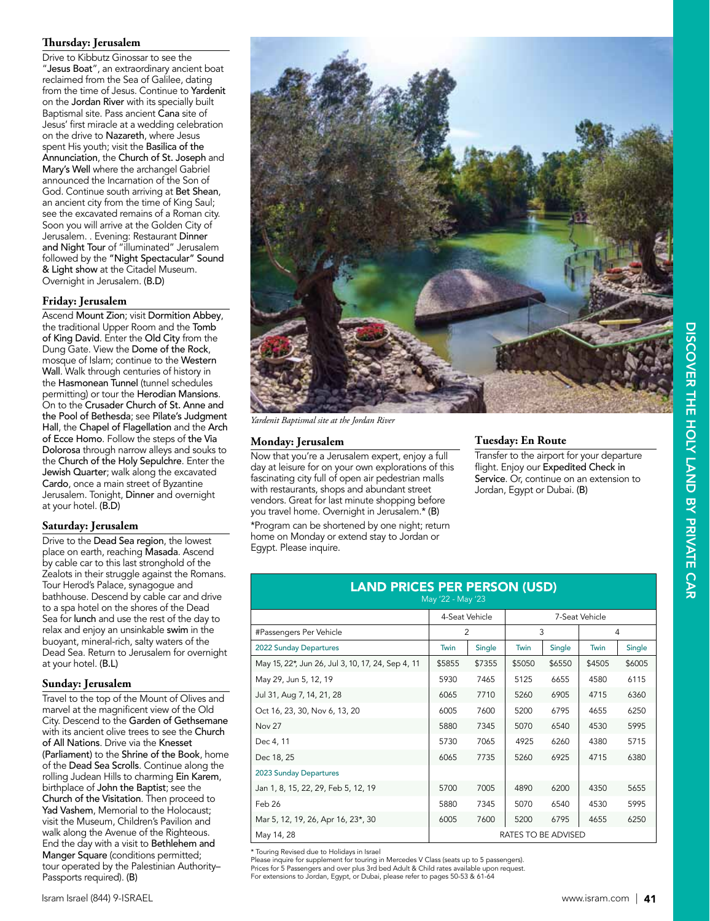### Thursday: Jerusalem

Drive to Kibbutz Ginossar to see the "Jesus Boat", an extraordinary ancient boat reclaimed from the Sea of Galilee, dating from the time of Jesus. Continue to Yardenit on the Jordan River with its specially built Baptismal site. Pass ancient Cana site of Jesus' first miracle at a wedding celebration on the drive to Nazareth, where Jesus spent His youth; visit the Basilica of the Annunciation, the Church of St. Joseph and Mary's Well where the archangel Gabriel announced the Incarnation of the Son of God. Continue south arriving at Bet Shean, an ancient city from the time of King Saul; see the excavated remains of a Roman city. Soon you will arrive at the Golden City of Jerusalem. . Evening: Restaurant Dinner and Night Tour of "illuminated" Jerusalem followed by the "Night Spectacular" Sound & Light show at the Citadel Museum. Overnight in Jerusalem. (B.D)

### Friday: Jerusalem

Ascend Mount Zion; visit Dormition Abbey, the traditional Upper Room and the Tomb of King David. Enter the Old City from the Dung Gate. View the Dome of the Rock, mosque of Islam; continue to the Western Wall. Walk through centuries of history in the Hasmonean Tunnel (tunnel schedules permitting) or tour the Herodian Mansions. On to the Crusader Church of St. Anne and the Pool of Bethesda; see Pilate's Judgment Hall, the Chapel of Flagellation and the Arch of Ecce Homo. Follow the steps of the Via Dolorosa through narrow alleys and souks to the Church of the Holy Sepulchre. Enter the Jewish Quarter; walk along the excavated Cardo, once a main street of Byzantine Jerusalem. Tonight, Dinner and overnight at your hotel. (B.D)

### Saturday: Jerusalem

Drive to the Dead Sea region, the lowest place on earth, reaching Masada. Ascend by cable car to this last stronghold of the Zealots in their struggle against the Romans. Tour Herod's Palace, synagogue and bathhouse. Descend by cable car and drive to a spa hotel on the shores of the Dead Sea for lunch and use the rest of the day to relax and enjoy an unsinkable swim in the buoyant, mineral-rich, salty waters of the Dead Sea. Return to Jerusalem for overnight at your hotel. (B.L)

### Sunday: Jerusalem

Travel to the top of the Mount of Olives and marvel at the magnificent view of the Old City. Descend to the Garden of Gethsemane with its ancient olive trees to see the Church of All Nations. Drive via the Knesset (Parliament) to the Shrine of the Book, home of the Dead Sea Scrolls. Continue along the rolling Judean Hills to charming Ein Karem, birthplace of John the Baptist; see the Church of the Visitation. Then proceed to Yad Vashem, Memorial to the Holocaust; visit the Museum, Children's Pavilion and walk along the Avenue of the Righteous. End the day with a visit to Bethlehem and Manger Square (conditions permitted; tour operated by the Palestinian Authority– Passports required). (B)

*Yardenit Baptismal site at the Jordan River*

### Monday: Jerusalem

Now that you're a Jerusalem expert, enjoy a full day at leisure for on your own explorations of this fascinating city full of open air pedestrian malls with restaurants, shops and abundant street vendors. Great for last minute shopping before you travel home. Overnight in Jerusalem.* (B)

*Program can be shortened by one night; return home on Monday or extend stay to Jordan or Egypt. Please inquire.

### Tuesday: En Route

Transfer to the airport for your departure flight. Enjoy our Expedited Check in Service. Or, continue on an extension to Jordan, Egypt or Dubai. (B)

## LAND PRICES PER PERSON (USD)

May '22 - May '23

| | 4-Seat Vehicle | | 7-Seat Vehicle | | | |
|---|---|---|---|---|---|---|
| #Passengers Per Vehicle | 2 | | 3 | | 4 | |
| 2022 Sunday Departures | Twin | Single | Twin | Single | Twin | Single |
| May 15, 22*, Jun 26, Jul 3, 10, 17, 24, Sep 4, 11 | $5855 | $7355 | $5050 | $6550 | $4505 | $6005 |
| May 29, Jun 5, 12, 19 | 5930 | 7465 | 5125 | 6655 | 4580 | 6115 |
| Jul 31, Aug 7, 14, 21, 28 | 6065 | 7710 | 5260 | 6905 | 4715 | 6360 |
| Oct 16, 23, 30, Nov 6, 13, 20 | 6005 | 7600 | 5200 | 6795 | 4655 | 6250 |
| Nov 27 | 5880 | 7345 | 5070 | 6540 | 4530 | 5995 |
| Dec 4, 11 | 5730 | 7065 | 4925 | 6260 | 4380 | 5715 |
| Dec 18, 25 | 6065 | 7735 | 5260 | 6925 | 4715 | 6380 |
| 2023 Sunday Departures | | | | | | |
| Jan 1, 8, 15, 22, 29, Feb 5, 12, 19 | 5700 | 7005 | 4890 | 6200 | 4350 | 5655 |
| Feb 26 | 5880 | 7345 | 5070 | 6540 | 4530 | 5995 |
| Mar 5, 12, 19, 26, Apr 16, 23*, 30 | 6005 | 7600 | 5200 | 6795 | 4655 | 6250 |
| May 14, 28 | RATES TO BE ADVISED | | | | | |

\* Touring Revised due to Holidays in Israel
Please inquire for supplement for touring in Mercedes V Class (seats up to 5 passengers).
Prices for 5 Passengers and over plus 3rd bed Adult & Child rates available upon request.
For extensions to Jordan, Egypt, or Dubai, please refer to pages 50-53 & 61-64